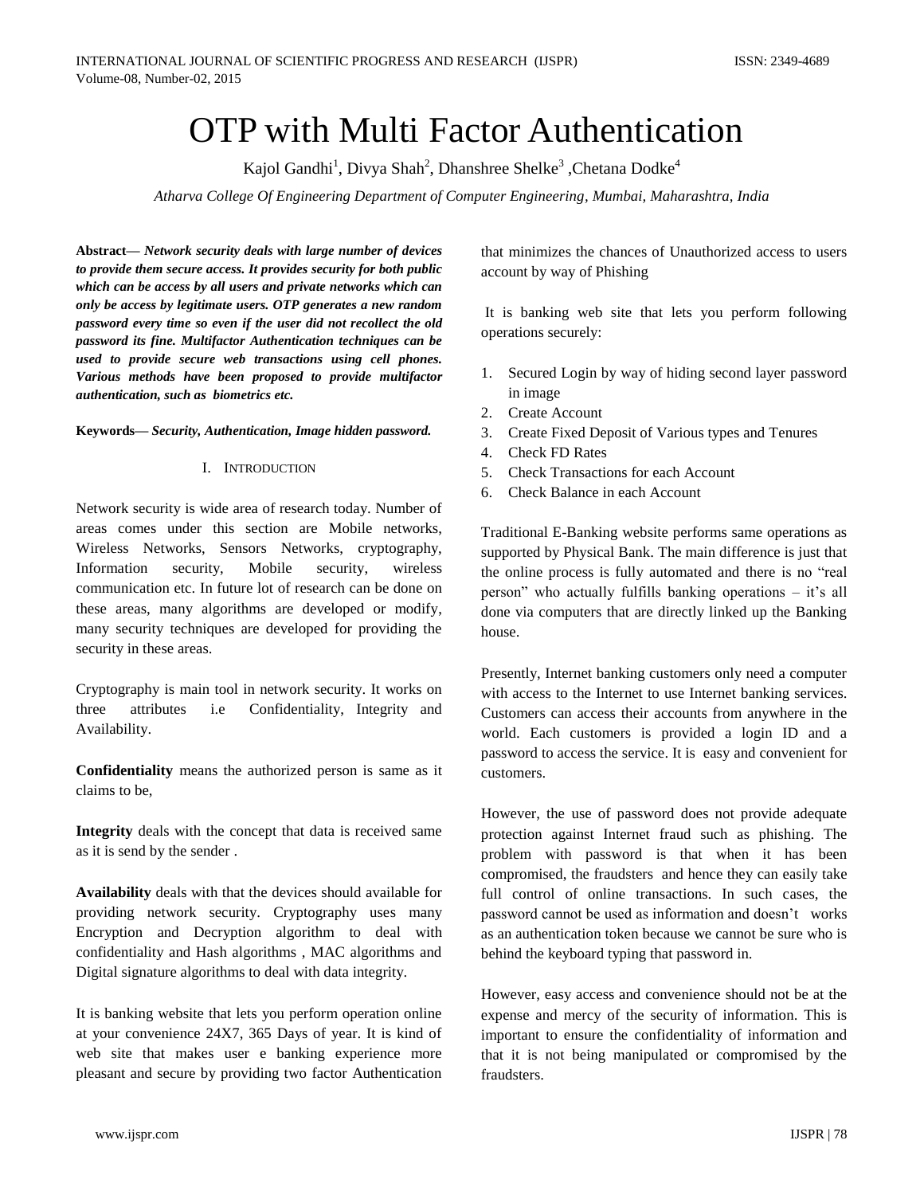# OTP with Multi Factor Authentication

Kajol Gandhi[1], Divya Shah[2], Dhanshree Shelke[3] ,Chetana Dodke[4]

*Atharva College Of Engineering Department of Computer Engineering, Mumbai, Maharashtra, India*

**Abstract—** ***Network security deals with large number of devices to provide them secure access. It provides security for both public which can be access by all users and private networks which can only be access by legitimate users. OTP generates a new random password every time so even if the user did not recollect the old password its fine. Multifactor Authentication techniques can be used to provide secure web transactions using cell phones. Various methods have been proposed to provide multifactor authentication, such as biometrics etc.***

**Keywords—** ***Security, Authentication, Image hidden password.***

## I. Introduction

Network security is wide area of research today. Number of areas comes under this section are Mobile networks, Wireless Networks, Sensors Networks, cryptography, Information security, Mobile security, wireless communication etc. In future lot of research can be done on these areas, many algorithms are developed or modify, many security techniques are developed for providing the security in these areas.

Cryptography is main tool in network security. It works on three attributes i.e Confidentiality, Integrity and Availability.

**Confidentiality** means the authorized person is same as it claims to be,

**Integrity** deals with the concept that data is received same as it is send by the sender .

**Availability** deals with that the devices should available for providing network security. Cryptography uses many Encryption and Decryption algorithm to deal with confidentiality and Hash algorithms , MAC algorithms and Digital signature algorithms to deal with data integrity.

It is banking website that lets you perform operation online at your convenience 24X7, 365 Days of year. It is kind of web site that makes user e banking experience more pleasant and secure by providing two factor Authentication that minimizes the chances of Unauthorized access to users account by way of Phishing

It is banking web site that lets you perform following operations securely:

1. Secured Login by way of hiding second layer password in image
2. Create Account
3. Create Fixed Deposit of Various types and Tenures
4. Check FD Rates
5. Check Transactions for each Account
6. Check Balance in each Account

Traditional E-Banking website performs same operations as supported by Physical Bank. The main difference is just that the online process is fully automated and there is no "real person" who actually fulfills banking operations – it's all done via computers that are directly linked up the Banking house.

Presently, Internet banking customers only need a computer with access to the Internet to use Internet banking services. Customers can access their accounts from anywhere in the world. Each customers is provided a login ID and a password to access the service. It is easy and convenient for customers.

However, the use of password does not provide adequate protection against Internet fraud such as phishing. The problem with password is that when it has been compromised, the fraudsters and hence they can easily take full control of online transactions. In such cases, the password cannot be used as information and doesn't works as an authentication token because we cannot be sure who is behind the keyboard typing that password in.

However, easy access and convenience should not be at the expense and mercy of the security of information. This is important to ensure the confidentiality of information and that it is not being manipulated or compromised by the fraudsters.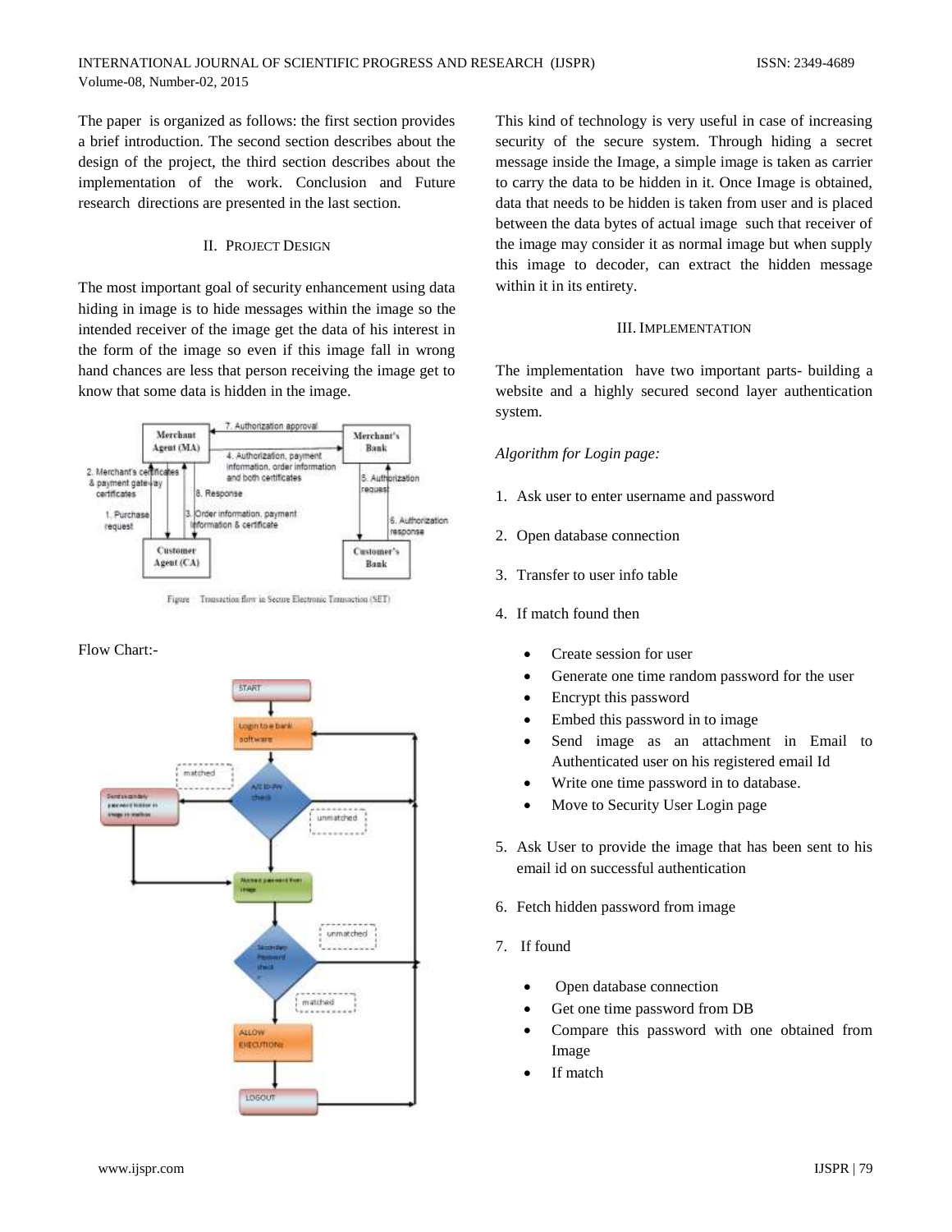The paper is organized as follows: the first section provides a brief introduction. The second section describes about the design of the project, the third section describes about the implementation of the work. Conclusion and Future research directions are presented in the last section.

## II. Project Design

The most important goal of security enhancement using data hiding in image is to hide messages within the image so the intended receiver of the image get the data of his interest in the form of the image so even if this image fall in wrong hand chances are less that person receiving the image get to know that some data is hidden in the image.

Figure Transaction flow in Secure Electronic Transaction (SET)

Flow Chart:-

This kind of technology is very useful in case of increasing security of the secure system. Through hiding a secret message inside the Image, a simple image is taken as carrier to carry the data to be hidden in it. Once Image is obtained, data that needs to be hidden is taken from user and is placed between the data bytes of actual image such that receiver of the image may consider it as normal image but when supply this image to decoder, can extract the hidden message within it in its entirety.

## III. Implementation

The implementation have two important parts- building a website and a highly secured second layer authentication system.

*Algorithm for Login page:*

1. Ask user to enter username and password
2. Open database connection
3. Transfer to user info table
4. If match found then
   - Create session for user
   - Generate one time random password for the user
   - Encrypt this password
   - Embed this password in to image
   - Send image as an attachment in Email to Authenticated user on his registered email Id
   - Write one time password in to database.
   - Move to Security User Login page
5. Ask User to provide the image that has been sent to his email id on successful authentication
6. Fetch hidden password from image
7. If found
   - Open database connection
   - Get one time password from DB
   - Compare this password with one obtained from Image
   - If match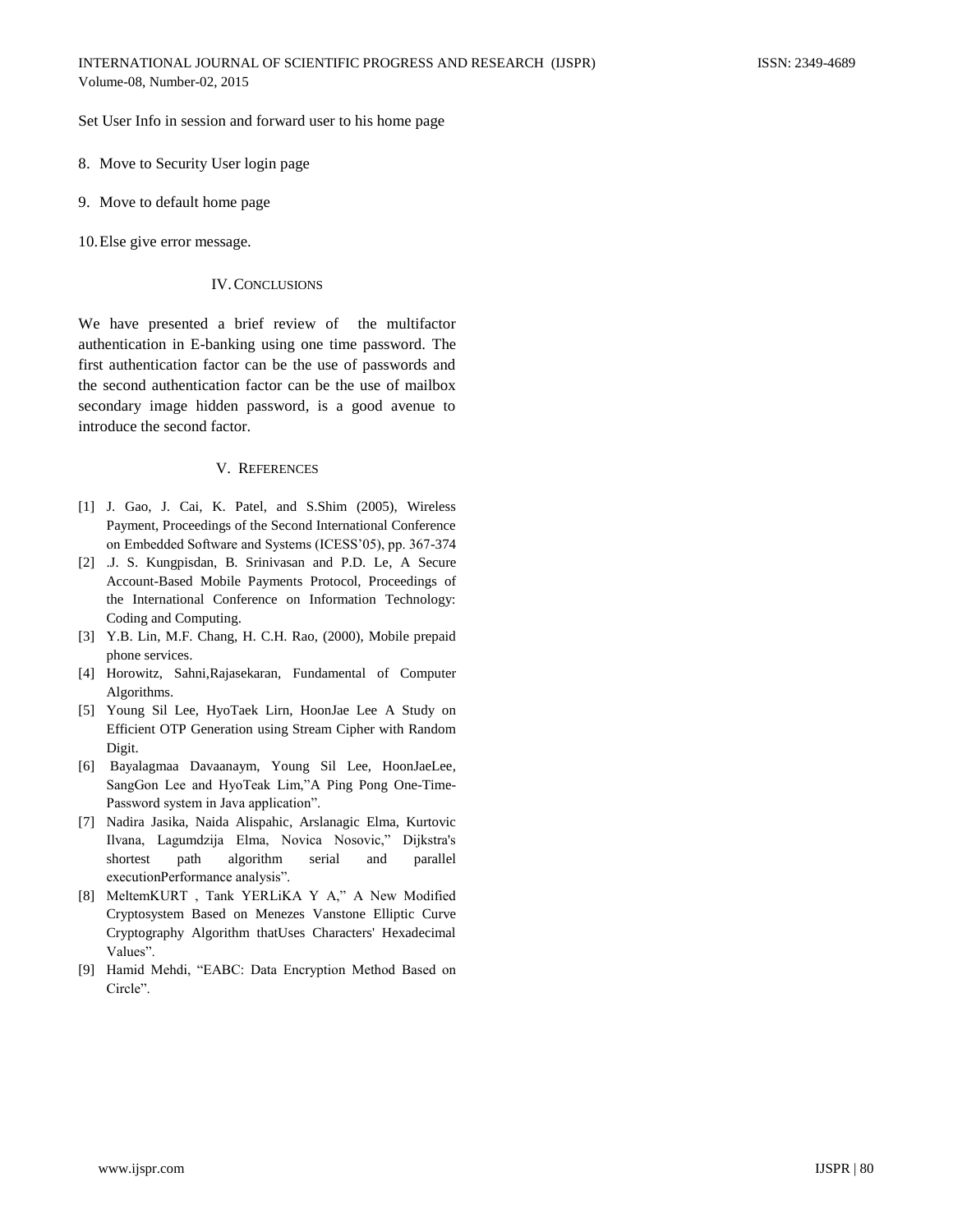Set User Info in session and forward user to his home page

8. Move to Security User login page

9. Move to default home page

10. Else give error message.

## IV. CONCLUSIONS

We have presented a brief review of the multifactor authentication in E-banking using one time password. The first authentication factor can be the use of passwords and the second authentication factor can be the use of mailbox secondary image hidden password, is a good avenue to introduce the second factor.

## V. REFERENCES

[1] J. Gao, J. Cai, K. Patel, and S.Shim (2005), Wireless Payment, Proceedings of the Second International Conference on Embedded Software and Systems (ICESS'05), pp. 367-374

[2] .J. S. Kungpisdan, B. Srinivasan and P.D. Le, A Secure Account-Based Mobile Payments Protocol, Proceedings of the International Conference on Information Technology: Coding and Computing.

[3] Y.B. Lin, M.F. Chang, H. C.H. Rao, (2000), Mobile prepaid phone services.

[4] Horowitz, Sahni,Rajasekaran, Fundamental of Computer Algorithms.

[5] Young Sil Lee, HyoTaek Lirn, HoonJae Lee A Study on Efficient OTP Generation using Stream Cipher with Random Digit.

[6] Bayalagmaa Davaanaym, Young Sil Lee, HoonJaeLee, SangGon Lee and HyoTeak Lim,"A Ping Pong One-Time-Password system in Java application".

[7] Nadira Jasika, Naida Alispahic, Arslanagic Elma, Kurtovic Ilvana, Lagumdzija Elma, Novica Nosovic," Dijkstra's shortest path algorithm serial and parallel executionPerformance analysis".

[8] MeltemKURT , Tank YERLiKA Y A," A New Modified Cryptosystem Based on Menezes Vanstone Elliptic Curve Cryptography Algorithm thatUses Characters' Hexadecimal Values".

[9] Hamid Mehdi, "EABC: Data Encryption Method Based on Circle".